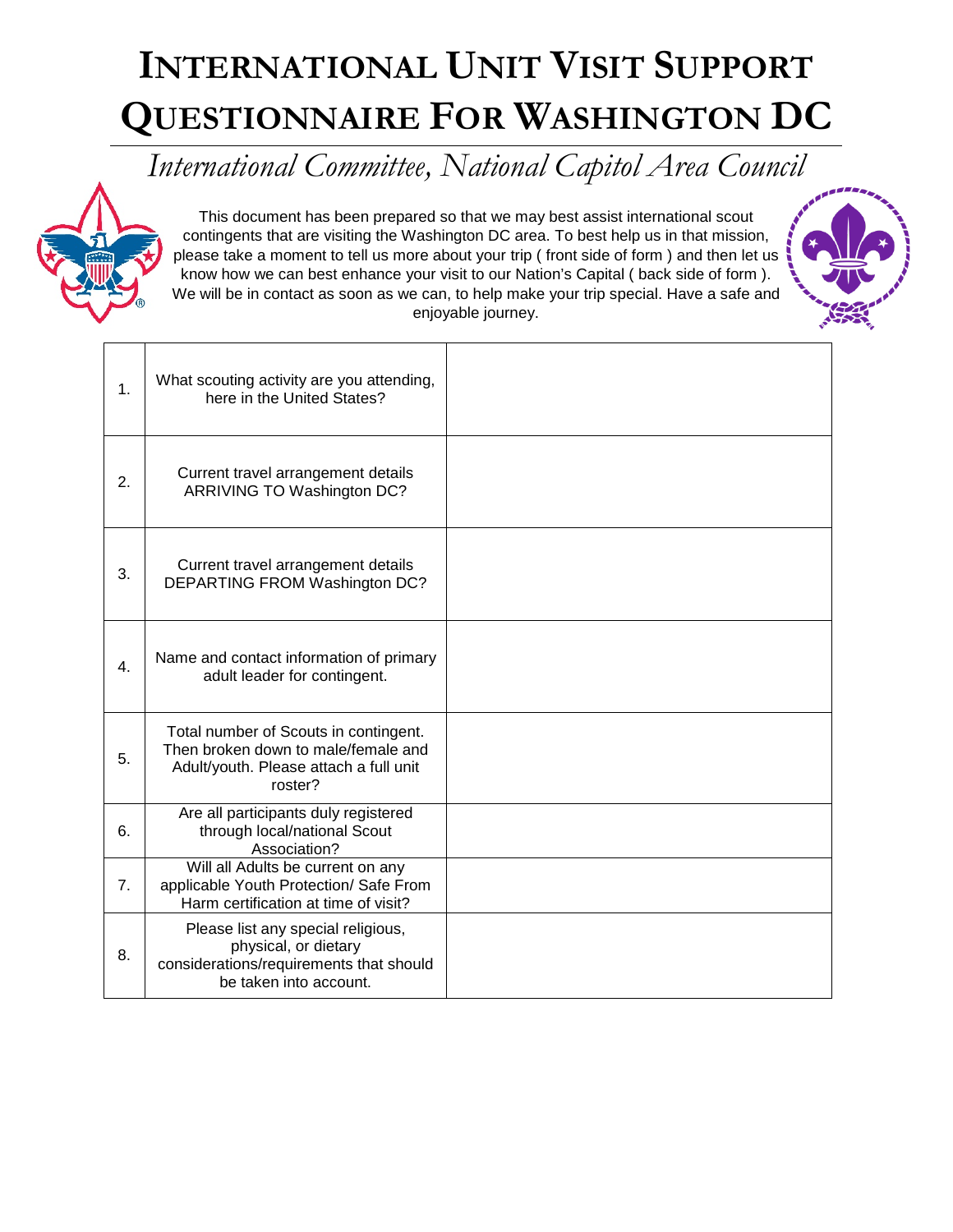# INTERNATIONAL UNIT VISIT SUPPORT QUESTIONNAIRE FOR WASHINGTON DC

*International Committee, National Capitol Area Council*

This document has been prepared so that we may best assist international scout contingents that are visiting the Washington DC area. To best help us in that mission, please take a moment to tell us more about your trip ( front side of form ) and then let us know how we can best enhance your visit to our Nation's Capital ( back side of form ). We will be in contact as soon as we can, to help make your trip special. Have a safe and enjoyable journey.

| | | |
|---|---|---|
| 1. | What scouting activity are you attending, here in the United States? | |
| 2. | Current travel arrangement details ARRIVING TO Washington DC? | |
| 3. | Current travel arrangement details DEPARTING FROM Washington DC? | |
| 4. | Name and contact information of primary adult leader for contingent. | |
| 5. | Total number of Scouts in contingent. Then broken down to male/female and Adult/youth. Please attach a full unit roster? | |
| 6. | Are all participants duly registered through local/national Scout Association? | |
| 7. | Will all Adults be current on any applicable Youth Protection/ Safe From Harm certification at time of visit? | |
| 8. | Please list any special religious, physical, or dietary considerations/requirements that should be taken into account. | |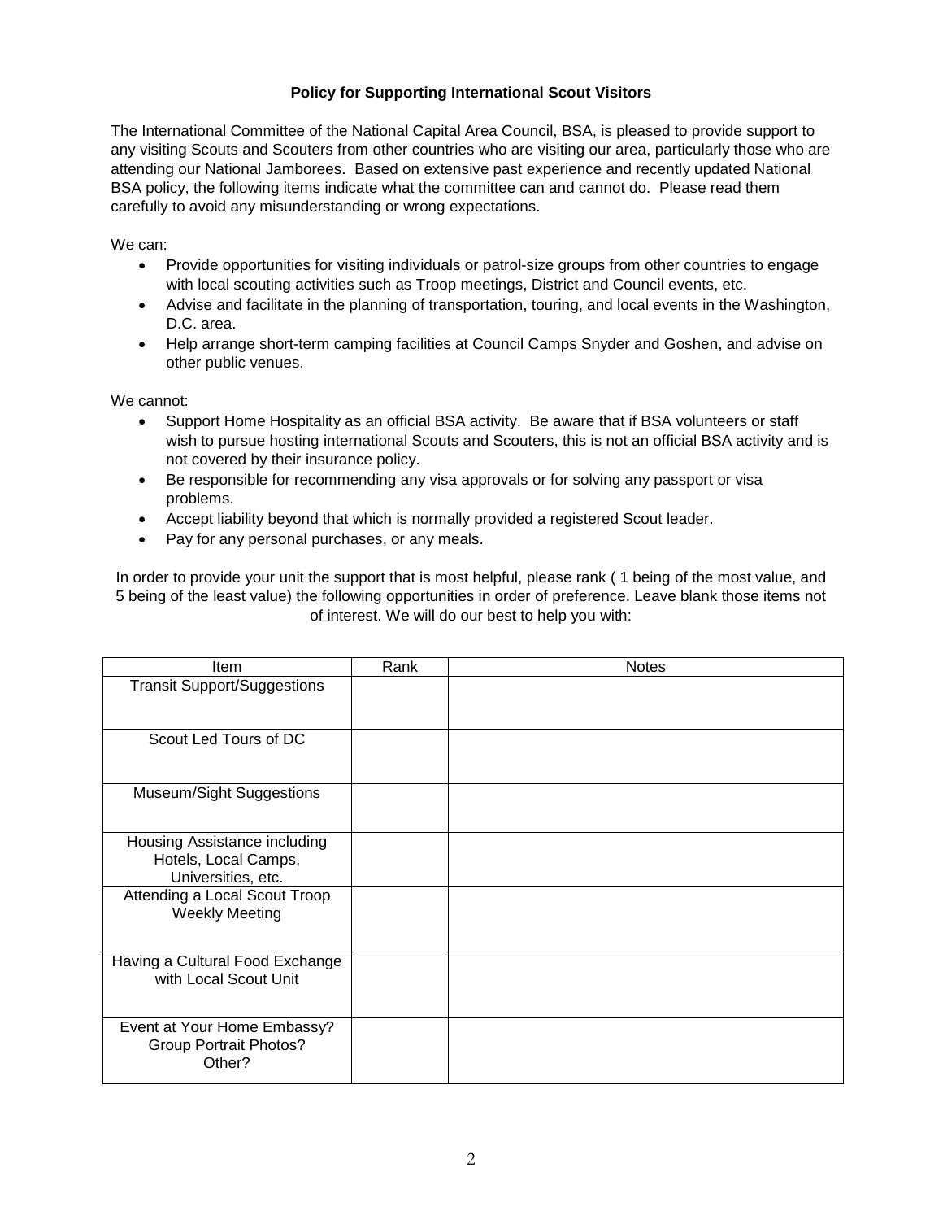**Policy for Supporting International Scout Visitors**

The International Committee of the National Capital Area Council, BSA, is pleased to provide support to any visiting Scouts and Scouters from other countries who are visiting our area, particularly those who are attending our National Jamborees. Based on extensive past experience and recently updated National BSA policy, the following items indicate what the committee can and cannot do. Please read them carefully to avoid any misunderstanding or wrong expectations.

We can:

- Provide opportunities for visiting individuals or patrol-size groups from other countries to engage with local scouting activities such as Troop meetings, District and Council events, etc.
- Advise and facilitate in the planning of transportation, touring, and local events in the Washington, D.C. area.
- Help arrange short-term camping facilities at Council Camps Snyder and Goshen, and advise on other public venues.

We cannot:

- Support Home Hospitality as an official BSA activity. Be aware that if BSA volunteers or staff wish to pursue hosting international Scouts and Scouters, this is not an official BSA activity and is not covered by their insurance policy.
- Be responsible for recommending any visa approvals or for solving any passport or visa problems.
- Accept liability beyond that which is normally provided a registered Scout leader.
- Pay for any personal purchases, or any meals.

In order to provide your unit the support that is most helpful, please rank ( 1 being of the most value, and 5 being of the least value) the following opportunities in order of preference. Leave blank those items not of interest. We will do our best to help you with:

| Item | Rank | Notes |
|---|---|---|
| Transit Support/Suggestions | | |
| Scout Led Tours of DC | | |
| Museum/Sight Suggestions | | |
| Housing Assistance including Hotels, Local Camps, Universities, etc. | | |
| Attending a Local Scout Troop Weekly Meeting | | |
| Having a Cultural Food Exchange with Local Scout Unit | | |
| Event at Your Home Embassy? Group Portrait Photos? Other? | | |